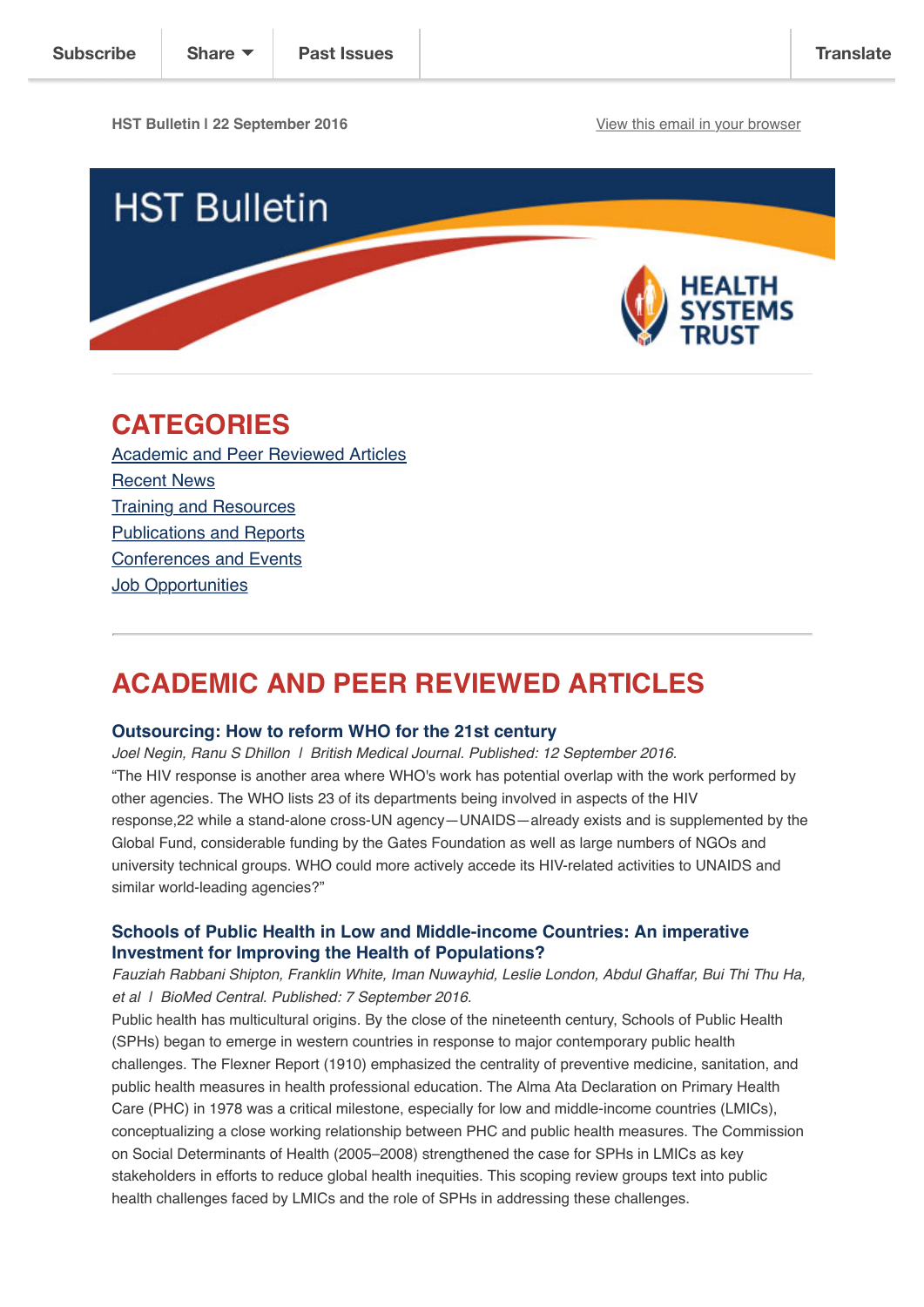Subscribe | Share | Past Issues | Translate

HST Bulletin | 22 September 2016

View this email in your browser

# HST Bulletin

HEALTH SYSTEMS TRUST

## CATEGORIES

Academic and Peer Reviewed Articles
Recent News
Training and Resources
Publications and Reports
Conferences and Events
Job Opportunities

## ACADEMIC AND PEER REVIEWED ARTICLES

### Outsourcing: How to reform WHO for the 21st century

*Joel Negin, Ranu S Dhillon | British Medical Journal. Published: 12 September 2016.*

"The HIV response is another area where WHO's work has potential overlap with the work performed by other agencies. The WHO lists 23 of its departments being involved in aspects of the HIV response,22 while a stand-alone cross-UN agency—UNAIDS—already exists and is supplemented by the Global Fund, considerable funding by the Gates Foundation as well as large numbers of NGOs and university technical groups. WHO could more actively accede its HIV-related activities to UNAIDS and similar world-leading agencies?"

### Schools of Public Health in Low and Middle-income Countries: An imperative Investment for Improving the Health of Populations?

*Fauziah Rabbani Shipton, Franklin White, Iman Nuwayhid, Leslie London, Abdul Ghaffar, Bui Thi Thu Ha, et al | BioMed Central. Published: 7 September 2016.*

Public health has multicultural origins. By the close of the nineteenth century, Schools of Public Health (SPHs) began to emerge in western countries in response to major contemporary public health challenges. The Flexner Report (1910) emphasized the centrality of preventive medicine, sanitation, and public health measures in health professional education. The Alma Ata Declaration on Primary Health Care (PHC) in 1978 was a critical milestone, especially for low and middle-income countries (LMICs), conceptualizing a close working relationship between PHC and public health measures. The Commission on Social Determinants of Health (2005–2008) strengthened the case for SPHs in LMICs as key stakeholders in efforts to reduce global health inequities. This scoping review groups text into public health challenges faced by LMICs and the role of SPHs in addressing these challenges.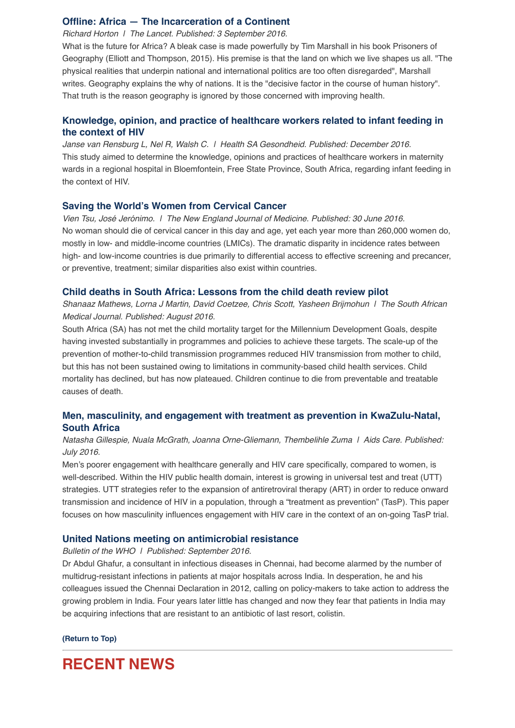### Offline: Africa — The Incarceration of a Continent

*Richard Horton | The Lancet. Published: 3 September 2016.*

What is the future for Africa? A bleak case is made powerfully by Tim Marshall in his book Prisoners of Geography (Elliott and Thompson, 2015). His premise is that the land on which we live shapes us all. "The physical realities that underpin national and international politics are too often disregarded", Marshall writes. Geography explains the why of nations. It is the "decisive factor in the course of human history". That truth is the reason geography is ignored by those concerned with improving health.

### Knowledge, opinion, and practice of healthcare workers related to infant feeding in the context of HIV

*Janse van Rensburg L, Nel R, Walsh C. | Health SA Gesondheid. Published: December 2016.*

This study aimed to determine the knowledge, opinions and practices of healthcare workers in maternity wards in a regional hospital in Bloemfontein, Free State Province, South Africa, regarding infant feeding in the context of HIV.

### Saving the World's Women from Cervical Cancer

*Vien Tsu, José Jerónimo. | The New England Journal of Medicine. Published: 30 June 2016.*

No woman should die of cervical cancer in this day and age, yet each year more than 260,000 women do, mostly in low- and middle-income countries (LMICs). The dramatic disparity in incidence rates between high- and low-income countries is due primarily to differential access to effective screening and precancer, or preventive, treatment; similar disparities also exist within countries.

### Child deaths in South Africa: Lessons from the child death review pilot

*Shanaaz Mathews, Lorna J Martin, David Coetzee, Chris Scott, Yasheen Brijmohun | The South African Medical Journal. Published: August 2016.*

South Africa (SA) has not met the child mortality target for the Millennium Development Goals, despite having invested substantially in programmes and policies to achieve these targets. The scale-up of the prevention of mother-to-child transmission programmes reduced HIV transmission from mother to child, but this has not been sustained owing to limitations in community-based child health services. Child mortality has declined, but has now plateaued. Children continue to die from preventable and treatable causes of death.

### Men, masculinity, and engagement with treatment as prevention in KwaZulu-Natal, South Africa

*Natasha Gillespie, Nuala McGrath, Joanna Orne-Gliemann, Thembelihle Zuma | Aids Care. Published: July 2016.*

Men's poorer engagement with healthcare generally and HIV care specifically, compared to women, is well-described. Within the HIV public health domain, interest is growing in universal test and treat (UTT) strategies. UTT strategies refer to the expansion of antiretroviral therapy (ART) in order to reduce onward transmission and incidence of HIV in a population, through a "treatment as prevention" (TasP). This paper focuses on how masculinity influences engagement with HIV care in the context of an on-going TasP trial.

### United Nations meeting on antimicrobial resistance

*Bulletin of the WHO | Published: September 2016.*

Dr Abdul Ghafur, a consultant in infectious diseases in Chennai, had become alarmed by the number of multidrug-resistant infections in patients at major hospitals across India. In desperation, he and his colleagues issued the Chennai Declaration in 2012, calling on policy-makers to take action to address the growing problem in India. Four years later little has changed and now they fear that patients in India may be acquiring infections that are resistant to an antibiotic of last resort, colistin.

**(Return to Top)**

---

# RECENT NEWS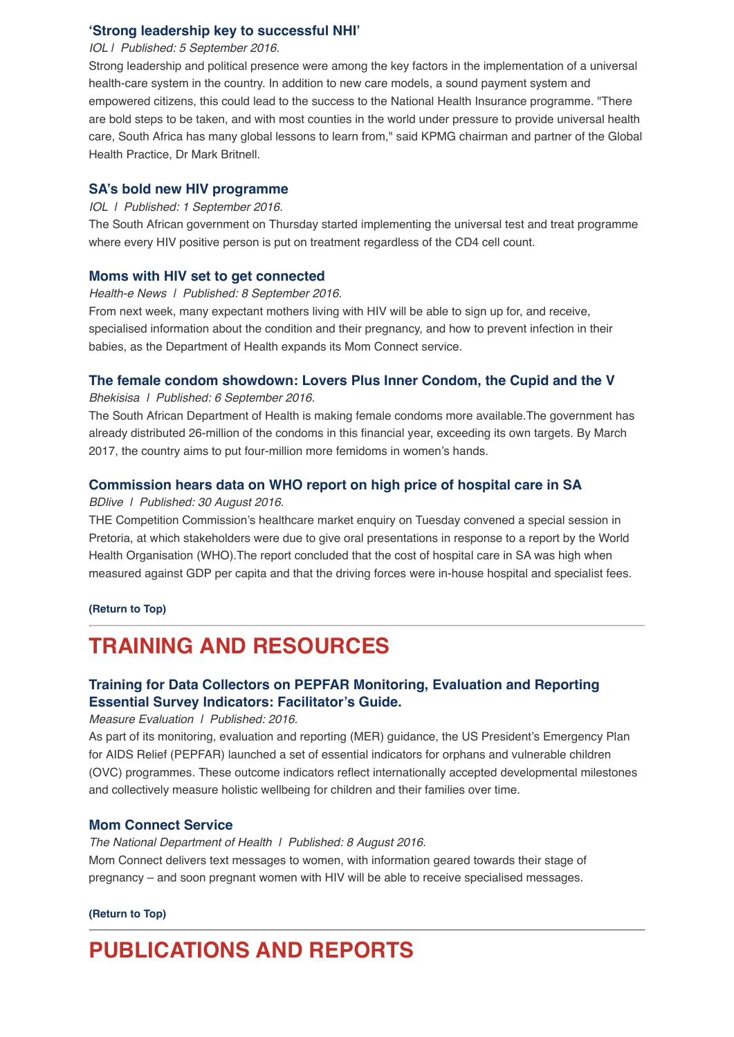### 'Strong leadership key to successful NHI'

*IOL | Published: 5 September 2016.*

Strong leadership and political presence were among the key factors in the implementation of a universal health-care system in the country. In addition to new care models, a sound payment system and empowered citizens, this could lead to the success to the National Health Insurance programme. "There are bold steps to be taken, and with most counties in the world under pressure to provide universal health care, South Africa has many global lessons to learn from," said KPMG chairman and partner of the Global Health Practice, Dr Mark Britnell.

### SA's bold new HIV programme

*IOL | Published: 1 September 2016.*

The South African government on Thursday started implementing the universal test and treat programme where every HIV positive person is put on treatment regardless of the CD4 cell count.

### Moms with HIV set to get connected

*Health-e News | Published: 8 September 2016.*

From next week, many expectant mothers living with HIV will be able to sign up for, and receive, specialised information about the condition and their pregnancy, and how to prevent infection in their babies, as the Department of Health expands its Mom Connect service.

### The female condom showdown: Lovers Plus Inner Condom, the Cupid and the V

*Bhekisisa | Published: 6 September 2016.*

The South African Department of Health is making female condoms more available.The government has already distributed 26-million of the condoms in this financial year, exceeding its own targets. By March 2017, the country aims to put four-million more femidoms in women's hands.

### Commission hears data on WHO report on high price of hospital care in SA

*BDlive | Published: 30 August 2016.*

THE Competition Commission's healthcare market enquiry on Tuesday convened a special session in Pretoria, at which stakeholders were due to give oral presentations in response to a report by the World Health Organisation (WHO).The report concluded that the cost of hospital care in SA was high when measured against GDP per capita and that the driving forces were in-house hospital and specialist fees.

**(Return to Top)**

## TRAINING AND RESOURCES

### Training for Data Collectors on PEPFAR Monitoring, Evaluation and Reporting Essential Survey Indicators: Facilitator's Guide.

*Measure Evaluation | Published: 2016.*

As part of its monitoring, evaluation and reporting (MER) guidance, the US President's Emergency Plan for AIDS Relief (PEPFAR) launched a set of essential indicators for orphans and vulnerable children (OVC) programmes. These outcome indicators reflect internationally accepted developmental milestones and collectively measure holistic wellbeing for children and their families over time.

### Mom Connect Service

*The National Department of Health | Published: 8 August 2016.*

Mom Connect delivers text messages to women, with information geared towards their stage of pregnancy – and soon pregnant women with HIV will be able to receive specialised messages.

**(Return to Top)**

## PUBLICATIONS AND REPORTS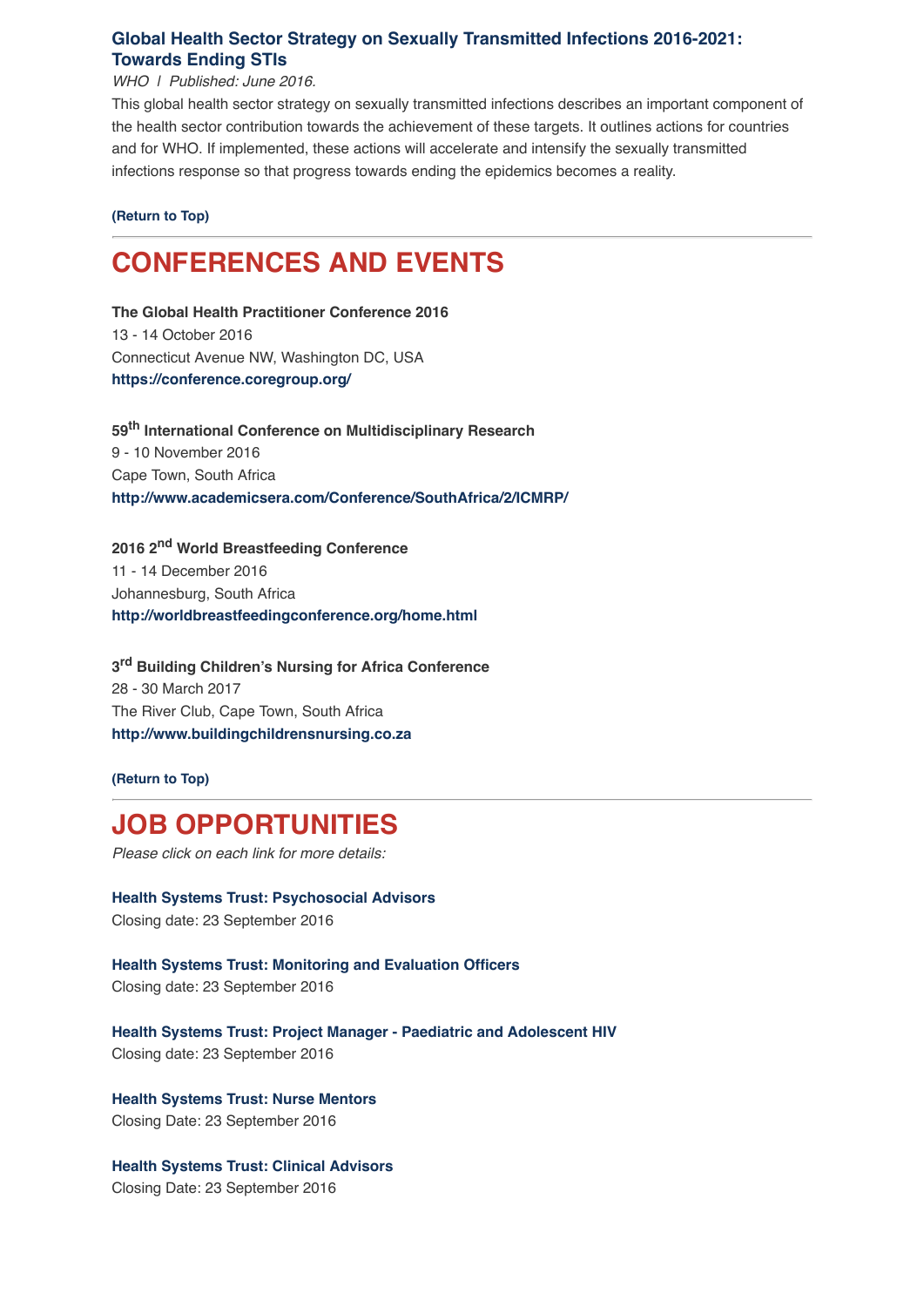### Global Health Sector Strategy on Sexually Transmitted Infections 2016-2021: Towards Ending STIs

*WHO | Published: June 2016.*

This global health sector strategy on sexually transmitted infections describes an important component of the health sector contribution towards the achievement of these targets. It outlines actions for countries and for WHO. If implemented, these actions will accelerate and intensify the sexually transmitted infections response so that progress towards ending the epidemics becomes a reality.

**(Return to Top)**

---

# CONFERENCES AND EVENTS

**The Global Health Practitioner Conference 2016**
13 - 14 October 2016
Connecticut Avenue NW, Washington DC, USA
**https://conference.coregroup.org/**

**59th International Conference on Multidisciplinary Research**
9 - 10 November 2016
Cape Town, South Africa
**http://www.academicsera.com/Conference/SouthAfrica/2/ICMRP/**

**2016 2nd World Breastfeeding Conference**
11 - 14 December 2016
Johannesburg, South Africa
**http://worldbreastfeedingconference.org/home.html**

**3rd Building Children's Nursing for Africa Conference**
28 - 30 March 2017
The River Club, Cape Town, South Africa
**http://www.buildingchildrensnursing.co.za**

**(Return to Top)**

---

# JOB OPPORTUNITIES

*Please click on each link for more details:*

**Health Systems Trust: Psychosocial Advisors**
Closing date: 23 September 2016

**Health Systems Trust: Monitoring and Evaluation Officers**
Closing date: 23 September 2016

**Health Systems Trust: Project Manager - Paediatric and Adolescent HIV**
Closing date: 23 September 2016

**Health Systems Trust: Nurse Mentors**
Closing Date: 23 September 2016

**Health Systems Trust: Clinical Advisors**
Closing Date: 23 September 2016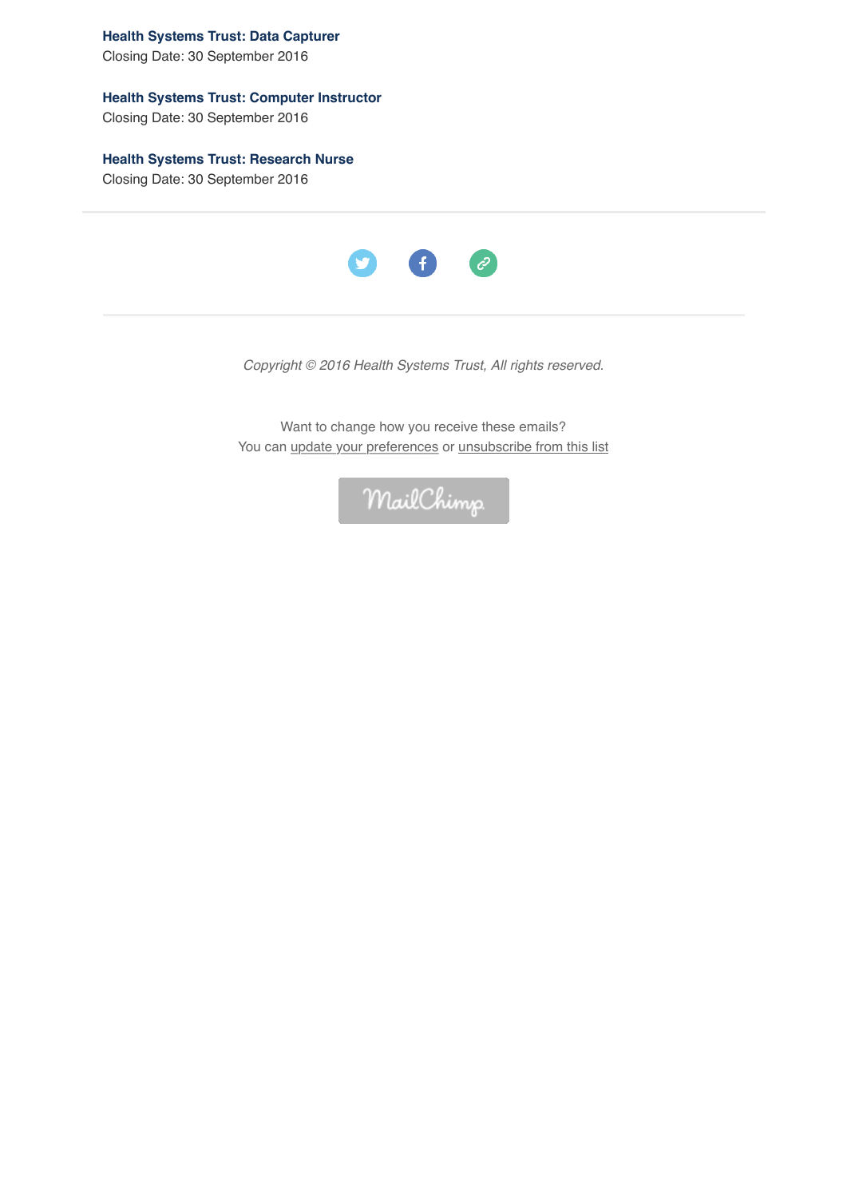**Health Systems Trust: Data Capturer**
Closing Date: 30 September 2016

**Health Systems Trust: Computer Instructor**
Closing Date: 30 September 2016

**Health Systems Trust: Research Nurse**
Closing Date: 30 September 2016

---

*Copyright © 2016 Health Systems Trust, All rights reserved.*

Want to change how you receive these emails?
You can update your preferences or unsubscribe from this list

MailChimp